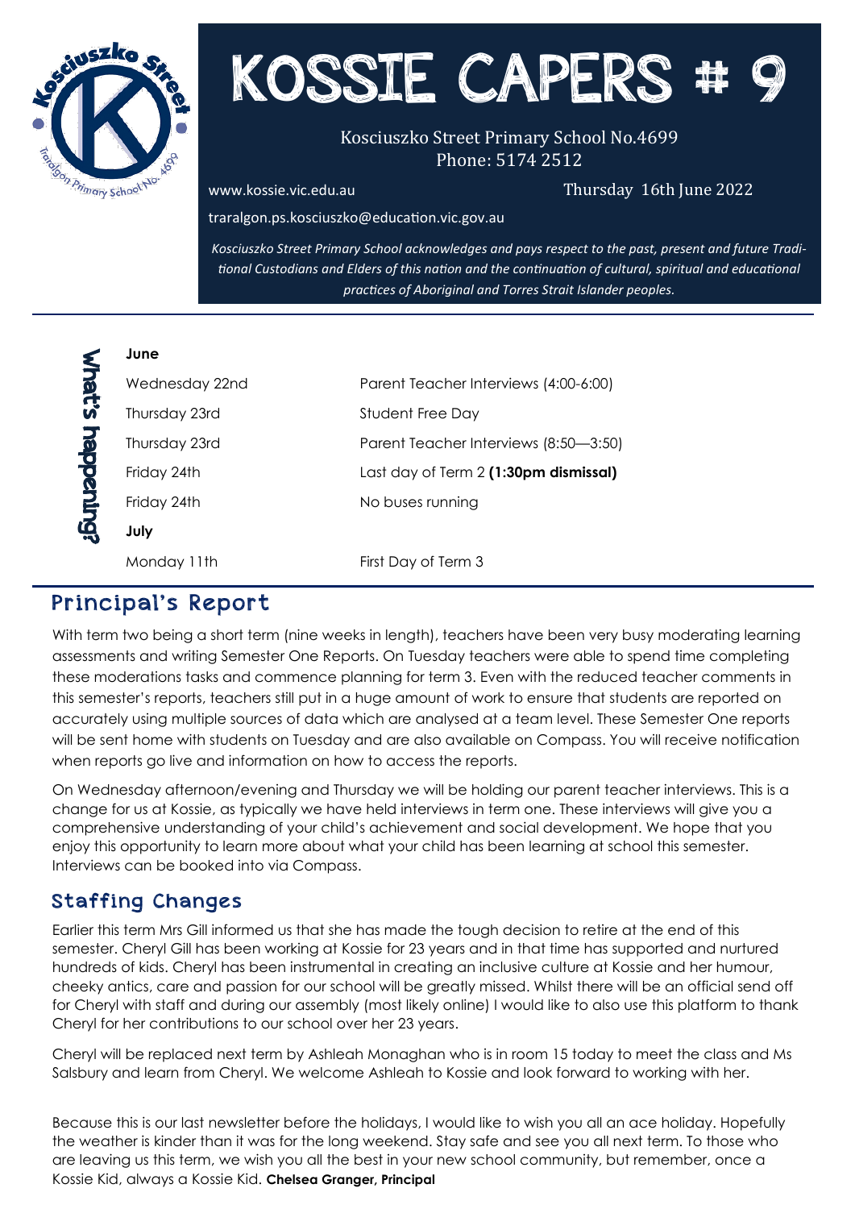# KOSSIE CAPERS # 9

Kosciuszko Street Primary School No.4699
Phone: 5174 2512

www.kossie.vic.edu.au

Thursday 16th June 2022

traralgon.ps.kosciuszko@education.vic.gov.au

*Kosciuszko Street Primary School acknowledges and pays respect to the past, present and future Traditional Custodians and Elders of this nation and the continuation of cultural, spiritual and educational practices of Aboriginal and Torres Strait Islander peoples.*

## What's happening?

**June**

| | |
|---|---|
| Wednesday 22nd | Parent Teacher Interviews (4:00-6:00) |
| Thursday 23rd | Student Free Day |
| Thursday 23rd | Parent Teacher Interviews (8:50—3:50) |
| Friday 24th | Last day of Term 2 **(1:30pm dismissal)** |
| Friday 24th | No buses running |

**July**

| | |
|---|---|
| Monday 11th | First Day of Term 3 |

## Principal's Report

With term two being a short term (nine weeks in length), teachers have been very busy moderating learning assessments and writing Semester One Reports. On Tuesday teachers were able to spend time completing these moderations tasks and commence planning for term 3. Even with the reduced teacher comments in this semester's reports, teachers still put in a huge amount of work to ensure that students are reported on accurately using multiple sources of data which are analysed at a team level. These Semester One reports will be sent home with students on Tuesday and are also available on Compass. You will receive notification when reports go live and information on how to access the reports.

On Wednesday afternoon/evening and Thursday we will be holding our parent teacher interviews. This is a change for us at Kossie, as typically we have held interviews in term one. These interviews will give you a comprehensive understanding of your child's achievement and social development. We hope that you enjoy this opportunity to learn more about what your child has been learning at school this semester. Interviews can be booked into via Compass.

## Staffing Changes

Earlier this term Mrs Gill informed us that she has made the tough decision to retire at the end of this semester. Cheryl Gill has been working at Kossie for 23 years and in that time has supported and nurtured hundreds of kids. Cheryl has been instrumental in creating an inclusive culture at Kossie and her humour, cheeky antics, care and passion for our school will be greatly missed. Whilst there will be an official send off for Cheryl with staff and during our assembly (most likely online) I would like to also use this platform to thank Cheryl for her contributions to our school over her 23 years.

Cheryl will be replaced next term by Ashleah Monaghan who is in room 15 today to meet the class and Ms Salsbury and learn from Cheryl. We welcome Ashleah to Kossie and look forward to working with her.

Because this is our last newsletter before the holidays, I would like to wish you all an ace holiday. Hopefully the weather is kinder than it was for the long weekend. Stay safe and see you all next term. To those who are leaving us this term, we wish you all the best in your new school community, but remember, once a Kossie Kid, always a Kossie Kid. **Chelsea Granger, Principal**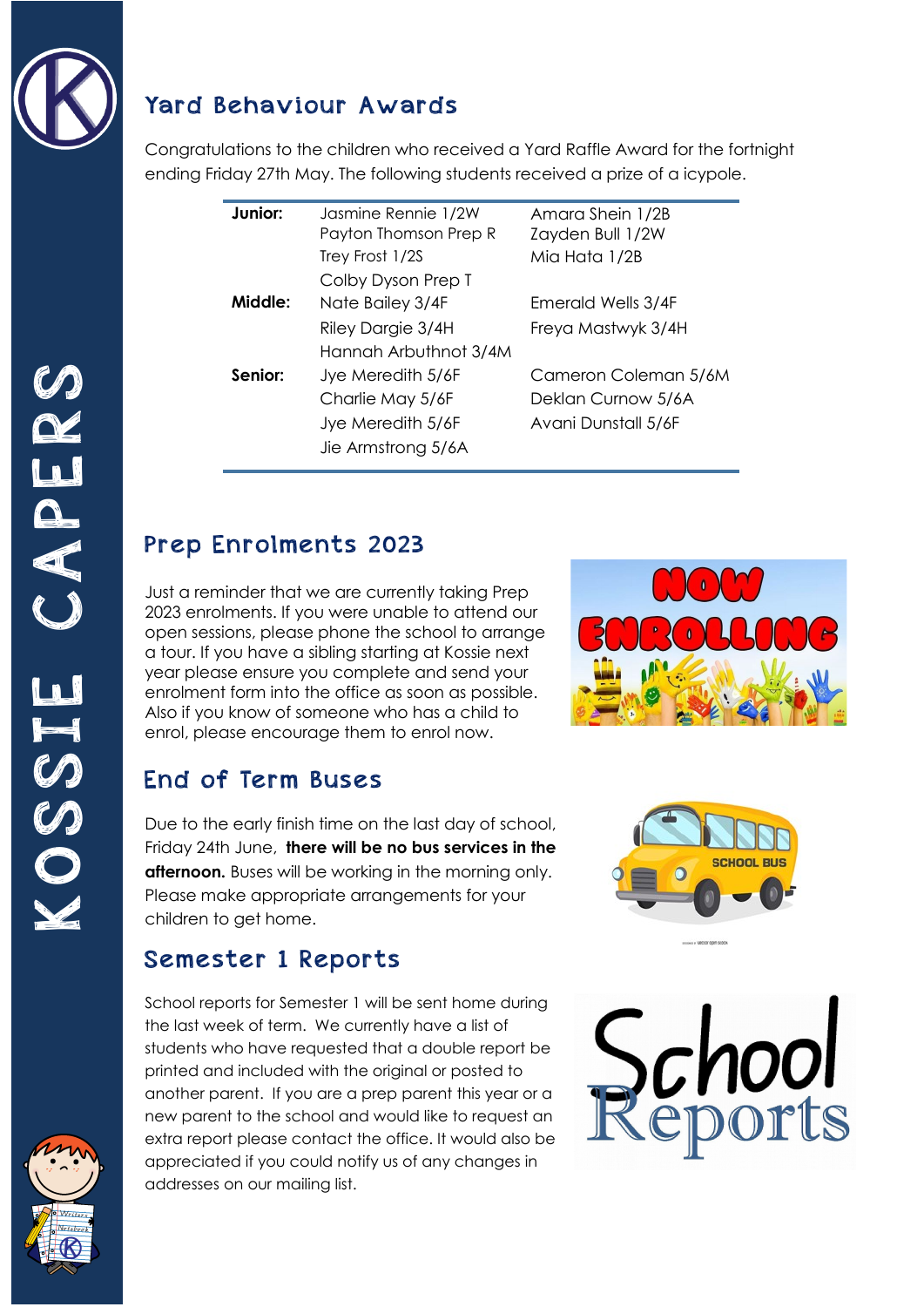## Yard Behaviour Awards

Congratulations to the children who received a Yard Raffle Award for the fortnight ending Friday 27th May. The following students received a prize of a icypole.

| | | |
|---|---|---|
| **Junior:** | Jasmine Rennie 1/2W | Amara Shein 1/2B |
| | Payton Thomson Prep R | Zayden Bull 1/2W |
| | Trey Frost 1/2S | Mia Hata 1/2B |
| | Colby Dyson Prep T | |
| **Middle:** | Nate Bailey 3/4F | Emerald Wells 3/4F |
| | Riley Dargie 3/4H | Freya Mastwyk 3/4H |
| | Hannah Arbuthnot 3/4M | |
| **Senior:** | Jye Meredith 5/6F | Cameron Coleman 5/6M |
| | Charlie May 5/6F | Deklan Curnow 5/6A |
| | Jye Meredith 5/6F | Avani Dunstall 5/6F |
| | Jie Armstrong 5/6A | |

## Prep Enrolments 2023

Just a reminder that we are currently taking Prep 2023 enrolments. If you were unable to attend our open sessions, please phone the school to arrange a tour. If you have a sibling starting at Kossie next year please ensure you complete and send your enrolment form into the office as soon as possible. Also if you know of someone who has a child to enrol, please encourage them to enrol now.

## End of Term Buses

Due to the early finish time on the last day of school, Friday 24th June, **there will be no bus services in the afternoon.** Buses will be working in the morning only. Please make appropriate arrangements for your children to get home.

## Semester 1 Reports

School reports for Semester 1 will be sent home during the last week of term. We currently have a list of students who have requested that a double report be printed and included with the original or posted to another parent. If you are a prep parent this year or a new parent to the school and would like to request an extra report please contact the office. It would also be appreciated if you could notify us of any changes in addresses on our mailing list.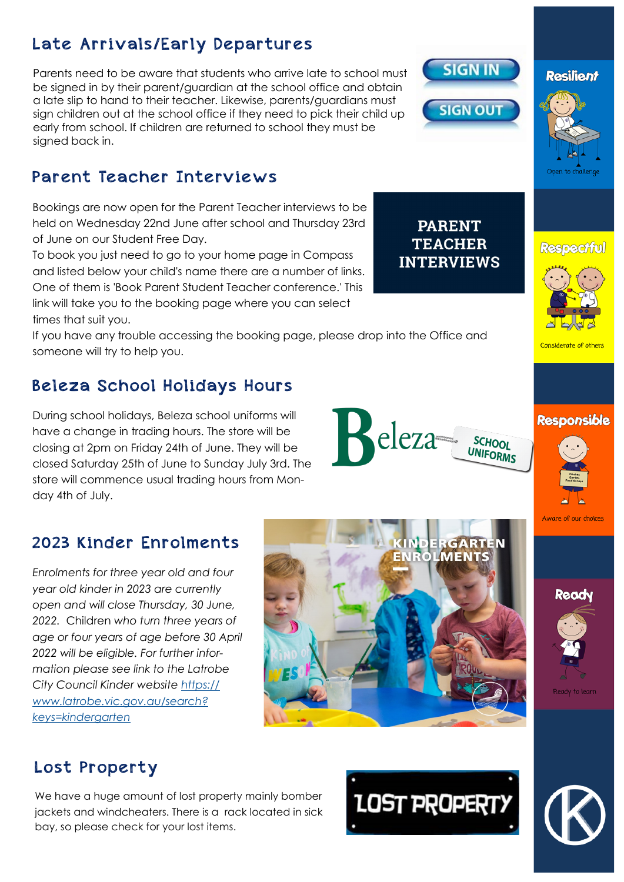## Late Arrivals/Early Departures

Parents need to be aware that students who arrive late to school must be signed in by their parent/guardian at the school office and obtain a late slip to hand to their teacher. Likewise, parents/guardians must sign children out at the school office if they need to pick their child up early from school. If children are returned to school they must be signed back in.

SIGN IN

SIGN OUT

## Parent Teacher Interviews

**PARENT TEACHER INTERVIEWS**

Bookings are now open for the Parent Teacher interviews to be held on Wednesday 22nd June after school and Thursday 23rd of June on our Student Free Day.

To book you just need to go to your home page in Compass and listed below your child's name there are a number of links. One of them is 'Book Parent Student Teacher conference.' This link will take you to the booking page where you can select times that suit you.

If you have any trouble accessing the booking page, please drop into the Office and someone will try to help you.

## Beleza School Holidays Hours

During school holidays, Beleza school uniforms will have a change in trading hours. The store will be closing at 2pm on Friday 24th of June. They will be closed Saturday 25th of June to Sunday July 3rd. The store will commence usual trading hours from Monday 4th of July.

Beleza SCHOOL UNIFORMS

## 2023 Kinder Enrolments

*Enrolments for three year old and four year old kinder in 2023 are currently open and will close Thursday, 30 June, 2022. Children who turn three years of age or four years of age before 30 April 2022 will be eligible. For further information please see link to the Latrobe City Council Kinder website [https://www.latrobe.vic.gov.au/search?keys=kindergarten](https://www.latrobe.vic.gov.au/search?keys=kindergarten)*

KINDERGARTEN ENROLMENTS

## Lost Property

We have a huge amount of lost property mainly bomber jackets and windcheaters. There is a rack located in sick bay, so please check for your lost items.

LOST PROPERTY

**Resilient**

Open to challenge

**Respectful**

Considerate of others

**Responsible**

Aware of our choices

**Ready**

Ready to learn